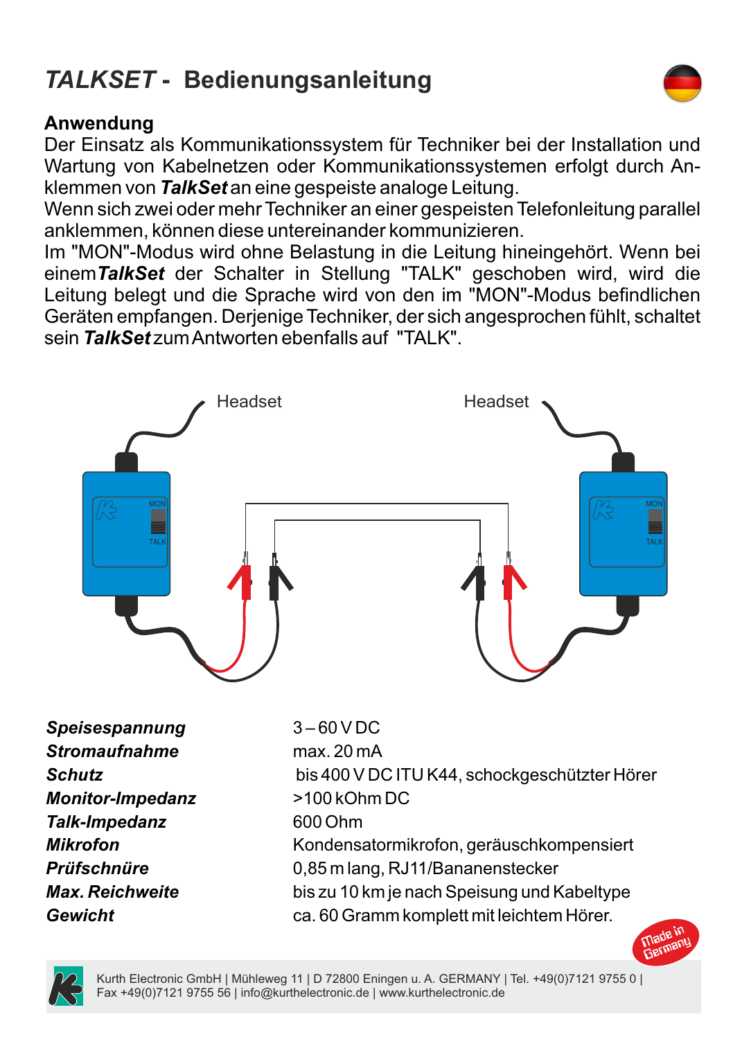# *TALKSET* - Bedienungsanleitung

## Anwendung

Der Einsatz als Kommunikationssystem für Techniker bei der Installation und Wartung von Kabelnetzen oder Kommunikationssystemen erfolgt durch Anklemmen von ***TalkSet*** an eine gespeiste analoge Leitung.
Wenn sich zwei oder mehr Techniker an einer gespeisten Telefonleitung parallel anklemmen, können diese untereinander kommunizieren.
Im "MON"-Modus wird ohne Belastung in die Leitung hineingehört. Wenn bei einem ***TalkSet*** der Schalter in Stellung "TALK" geschoben wird, wird die Leitung belegt und die Sprache wird von den im "MON"-Modus befindlichen Geräten empfangen. Derjenige Techniker, der sich angesprochen fühlt, schaltet sein ***TalkSet*** zum Antworten ebenfalls auf "TALK".

Headset Headset

MON TALK MON TALK

| | |
|---|---|
| ***Speisespannung*** | 3 – 60 V DC |
| ***Stromaufnahme*** | max. 20 mA |
| ***Schutz*** | bis 400 V DC ITU K44, schockgeschützter Hörer |
| ***Monitor-Impedanz*** | >100 kOhm DC |
| ***Talk-Impedanz*** | 600 Ohm |
| ***Mikrofon*** | Kondensatormikrofon, geräuschkompensiert |
| ***Prüfschnüre*** | 0,85 m lang, RJ11/Bananenstecker |
| ***Max. Reichweite*** | bis zu 10 km je nach Speisung und Kabeltype |
| ***Gewicht*** | ca. 60 Gramm komplett mit leichtem Hörer. |

Made in Germany

Kurth Electronic GmbH | Mühleweg 11 | D 72800 Eningen u. A. GERMANY | Tel. +49(0)7121 9755 0 | Fax +49(0)7121 9755 56 | info@kurthelectronic.de | www.kurthelectronic.de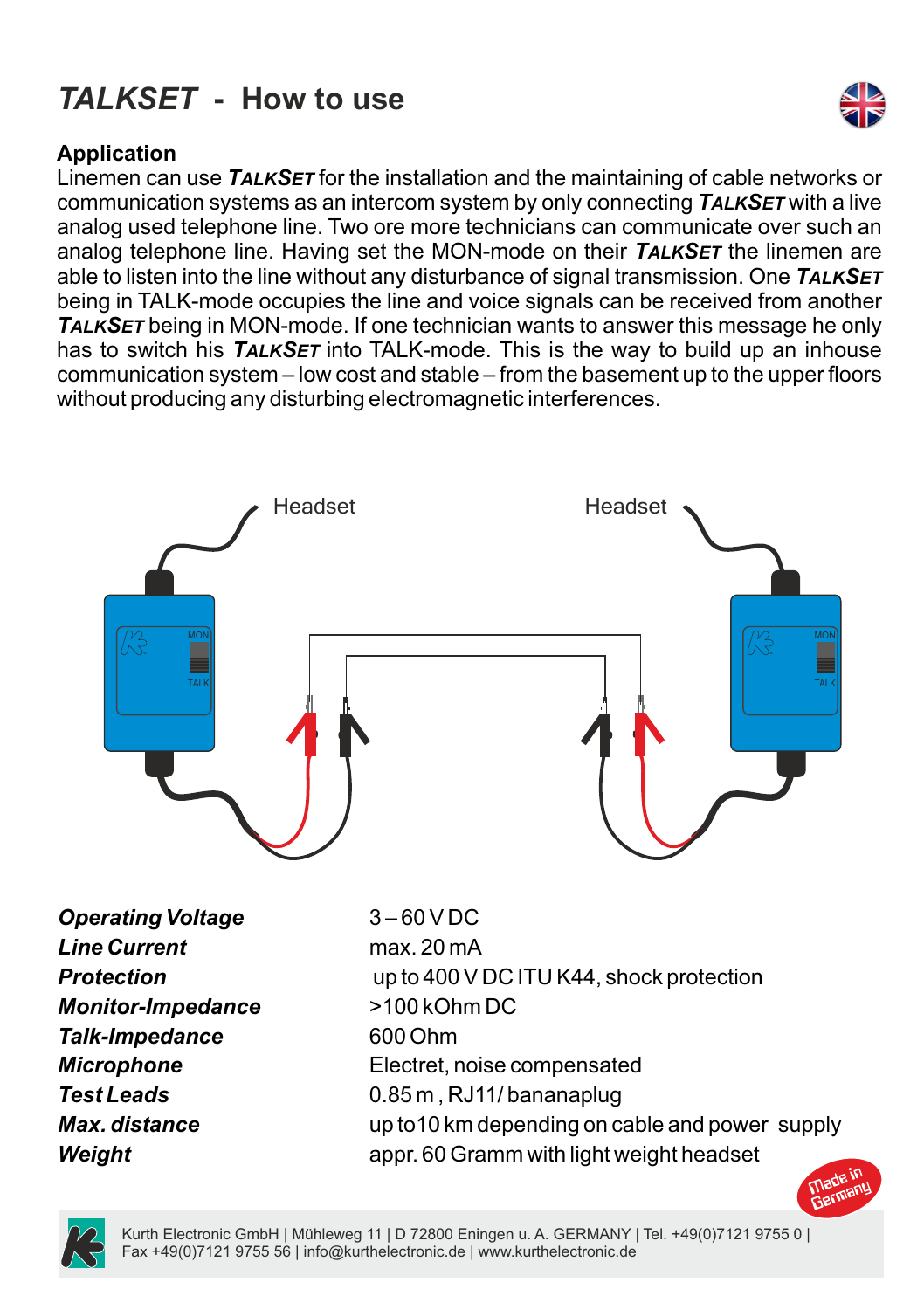# *TALKSET* - How to use

## Application

Linemen can use ***TALKSET*** for the installation and the maintaining of cable networks or communication systems as an intercom system by only connecting ***TALKSET*** with a live analog used telephone line. Two ore more technicians can communicate over such an analog telephone line. Having set the MON-mode on their ***TALKSET*** the linemen are able to listen into the line without any disturbance of signal transmission. One ***TALKSET*** being in TALK-mode occupies the line and voice signals can be received from another ***TALKSET*** being in MON-mode. If one technician wants to answer this message he only has to switch his ***TALKSET*** into TALK-mode. This is the way to build up an inhouse communication system – low cost and stable – from the basement up to the upper floors without producing any disturbing electromagnetic interferences.

Headset

Headset

MON

TALK

MON

TALK

| | |
|---|---|
| ***Operating Voltage*** | 3 – 60 V DC |
| ***Line Current*** | max. 20 mA |
| ***Protection*** | up to 400 V DC ITU K44, shock protection |
| ***Monitor-Impedance*** | >100 kOhm DC |
| ***Talk-Impedance*** | 600 Ohm |
| ***Microphone*** | Electret, noise compensated |
| ***Test Leads*** | 0.85 m , RJ11/ bananaplug |
| ***Max. distance*** | up to10 km depending on cable and power supply |
| ***Weight*** | appr. 60 Gramm with light weight headset |

Made in Germany

Kurth Electronic GmbH | Mühleweg 11 | D 72800 Eningen u. A. GERMANY | Tel. +49(0)7121 9755 0 | Fax +49(0)7121 9755 56 | info@kurthelectronic.de | www.kurthelectronic.de